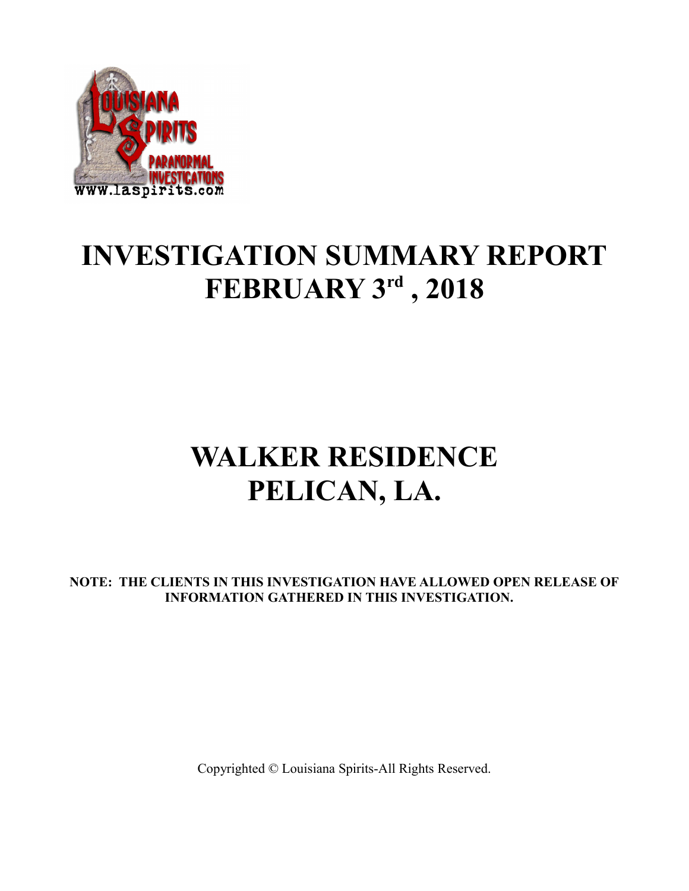# INVESTIGATION SUMMARY REPORT
# FEBRUARY 3rd , 2018

# WALKER RESIDENCE
# PELICAN, LA.

**NOTE: THE CLIENTS IN THIS INVESTIGATION HAVE ALLOWED OPEN RELEASE OF INFORMATION GATHERED IN THIS INVESTIGATION.**

Copyrighted © Louisiana Spirits-All Rights Reserved.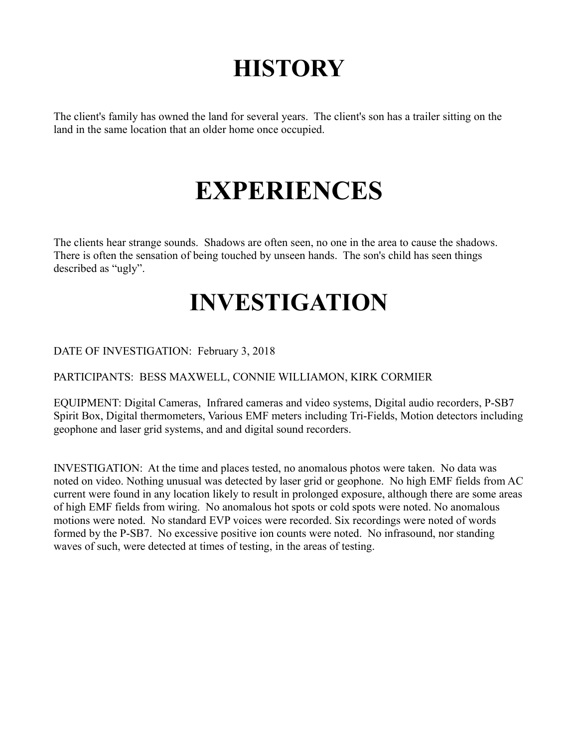# HISTORY

The client's family has owned the land for several years. The client's son has a trailer sitting on the land in the same location that an older home once occupied.

# EXPERIENCES

The clients hear strange sounds. Shadows are often seen, no one in the area to cause the shadows. There is often the sensation of being touched by unseen hands. The son's child has seen things described as "ugly".

# INVESTIGATION

DATE OF INVESTIGATION: February 3, 2018

PARTICIPANTS: BESS MAXWELL, CONNIE WILLIAMON, KIRK CORMIER

EQUIPMENT: Digital Cameras, Infrared cameras and video systems, Digital audio recorders, P-SB7 Spirit Box, Digital thermometers, Various EMF meters including Tri-Fields, Motion detectors including geophone and laser grid systems, and and digital sound recorders.

INVESTIGATION: At the time and places tested, no anomalous photos were taken. No data was noted on video. Nothing unusual was detected by laser grid or geophone. No high EMF fields from AC current were found in any location likely to result in prolonged exposure, although there are some areas of high EMF fields from wiring. No anomalous hot spots or cold spots were noted. No anomalous motions were noted. No standard EVP voices were recorded. Six recordings were noted of words formed by the P-SB7. No excessive positive ion counts were noted. No infrasound, nor standing waves of such, were detected at times of testing, in the areas of testing.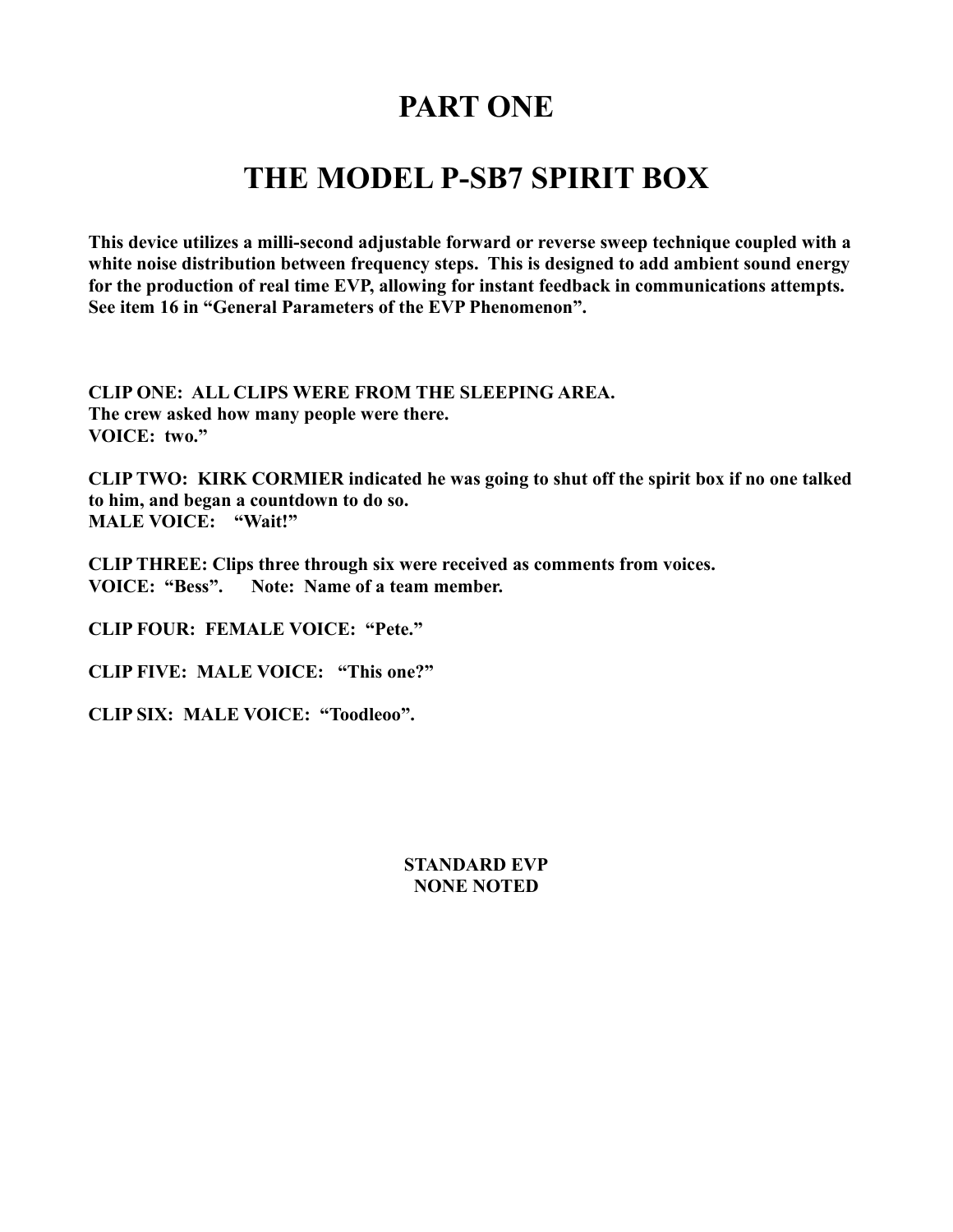# PART ONE

# THE MODEL P-SB7 SPIRIT BOX

**This device utilizes a milli-second adjustable forward or reverse sweep technique coupled with a white noise distribution between frequency steps. This is designed to add ambient sound energy for the production of real time EVP, allowing for instant feedback in communications attempts. See item 16 in "General Parameters of the EVP Phenomenon".**

**CLIP ONE: ALL CLIPS WERE FROM THE SLEEPING AREA.**
**The crew asked how many people were there.**
**VOICE: two."**

**CLIP TWO: KIRK CORMIER indicated he was going to shut off the spirit box if no one talked to him, and began a countdown to do so.**
**MALE VOICE: "Wait!"**

**CLIP THREE: Clips three through six were received as comments from voices.**
**VOICE: "Bess". Note: Name of a team member.**

**CLIP FOUR: FEMALE VOICE: "Pete."**

**CLIP FIVE: MALE VOICE: "This one?"**

**CLIP SIX: MALE VOICE: "Toodleoo".**

**STANDARD EVP**
**NONE NOTED**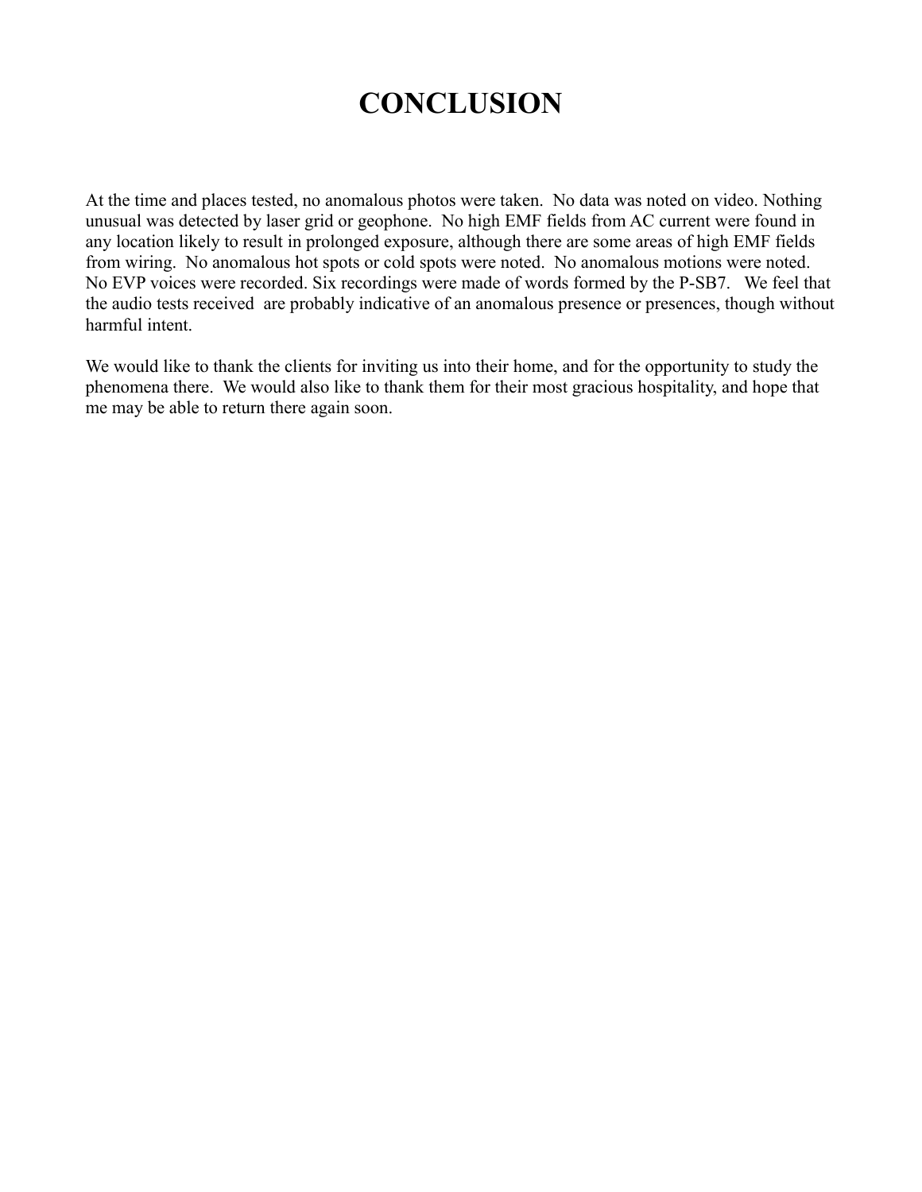# CONCLUSION

At the time and places tested, no anomalous photos were taken. No data was noted on video. Nothing unusual was detected by laser grid or geophone. No high EMF fields from AC current were found in any location likely to result in prolonged exposure, although there are some areas of high EMF fields from wiring. No anomalous hot spots or cold spots were noted. No anomalous motions were noted. No EVP voices were recorded. Six recordings were made of words formed by the P-SB7. We feel that the audio tests received are probably indicative of an anomalous presence or presences, though without harmful intent.

We would like to thank the clients for inviting us into their home, and for the opportunity to study the phenomena there. We would also like to thank them for their most gracious hospitality, and hope that me may be able to return there again soon.